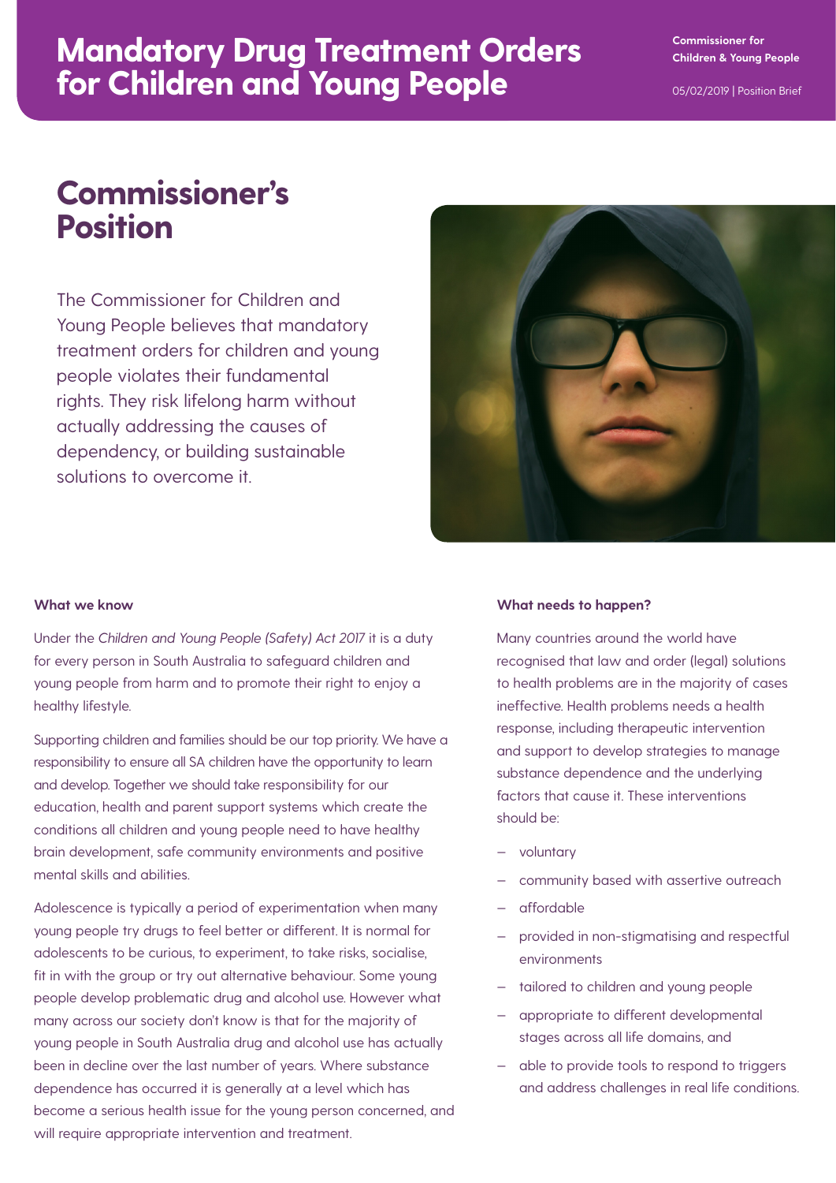# Mandatory Drug Treatment Orders for Children and Young People

**Commissioner for Children & Young People**

05/02/2019 | Position Brief

## Commissioner's Position

The Commissioner for Children and Young People believes that mandatory treatment orders for children and young people violates their fundamental rights. They risk lifelong harm without actually addressing the causes of dependency, or building sustainable solutions to overcome it.

### What we know

Under the *Children and Young People (Safety) Act 2017* it is a duty for every person in South Australia to safeguard children and young people from harm and to promote their right to enjoy a healthy lifestyle.

Supporting children and families should be our top priority. We have a responsibility to ensure all SA children have the opportunity to learn and develop. Together we should take responsibility for our education, health and parent support systems which create the conditions all children and young people need to have healthy brain development, safe community environments and positive mental skills and abilities.

Adolescence is typically a period of experimentation when many young people try drugs to feel better or different. It is normal for adolescents to be curious, to experiment, to take risks, socialise, fit in with the group or try out alternative behaviour. Some young people develop problematic drug and alcohol use. However what many across our society don't know is that for the majority of young people in South Australia drug and alcohol use has actually been in decline over the last number of years. Where substance dependence has occurred it is generally at a level which has become a serious health issue for the young person concerned, and will require appropriate intervention and treatment.

### What needs to happen?

Many countries around the world have recognised that law and order (legal) solutions to health problems are in the majority of cases ineffective. Health problems needs a health response, including therapeutic intervention and support to develop strategies to manage substance dependence and the underlying factors that cause it. These interventions should be:

- voluntary
- community based with assertive outreach
- affordable
- provided in non-stigmatising and respectful environments
- tailored to children and young people
- appropriate to different developmental stages across all life domains, and
- able to provide tools to respond to triggers and address challenges in real life conditions.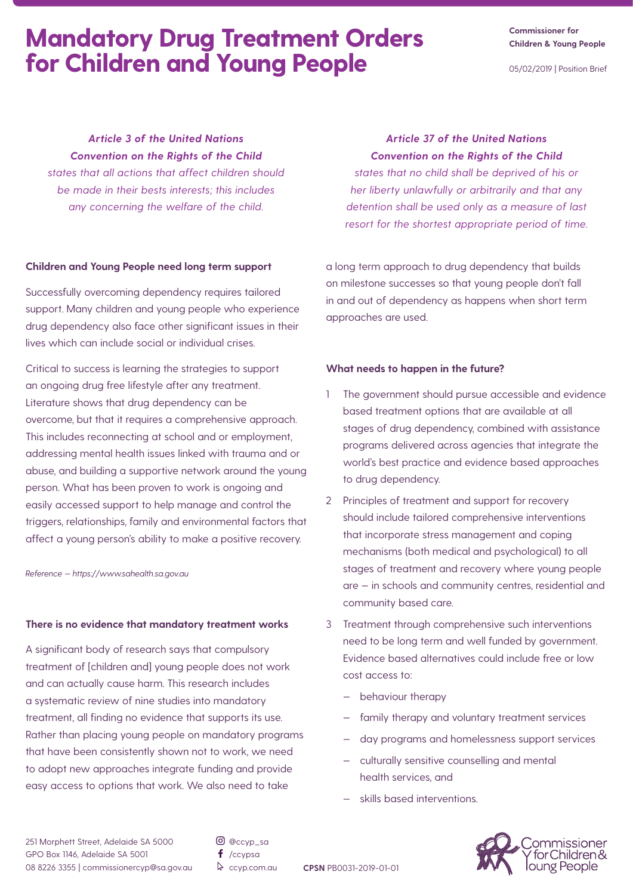# Mandatory Drug Treatment Orders for Children and Young People

**Commissioner for Children & Young People**

05/02/2019 | Position Brief

***Article 3 of the United Nations Convention on the Rights of the Child*** *states that all actions that affect children should be made in their bests interests; this includes any concerning the welfare of the child.*

***Article 37 of the United Nations Convention on the Rights of the Child*** *states that no child shall be deprived of his or her liberty unlawfully or arbitrarily and that any detention shall be used only as a measure of last resort for the shortest appropriate period of time.*

**Children and Young People need long term support**

Successfully overcoming dependency requires tailored support. Many children and young people who experience drug dependency also face other significant issues in their lives which can include social or individual crises.

Critical to success is learning the strategies to support an ongoing drug free lifestyle after any treatment. Literature shows that drug dependency can be overcome, but that it requires a comprehensive approach. This includes reconnecting at school and or employment, addressing mental health issues linked with trauma and or abuse, and building a supportive network around the young person. What has been proven to work is ongoing and easily accessed support to help manage and control the triggers, relationships, family and environmental factors that affect a young person's ability to make a positive recovery.

*Reference – https://www.sahealth.sa.gov.au*

**There is no evidence that mandatory treatment works**

A significant body of research says that compulsory treatment of [children and] young people does not work and can actually cause harm. This research includes a systematic review of nine studies into mandatory treatment, all finding no evidence that supports its use. Rather than placing young people on mandatory programs that have been consistently shown not to work, we need to adopt new approaches integrate funding and provide easy access to options that work. We also need to take a long term approach to drug dependency that builds on milestone successes so that young people don't fall in and out of dependency as happens when short term approaches are used.

**What needs to happen in the future?**

1. The government should pursue accessible and evidence based treatment options that are available at all stages of drug dependency, combined with assistance programs delivered across agencies that integrate the world's best practice and evidence based approaches to drug dependency.
2. Principles of treatment and support for recovery should include tailored comprehensive interventions that incorporate stress management and coping mechanisms (both medical and psychological) to all stages of treatment and recovery where young people are – in schools and community centres, residential and community based care.
3. Treatment through comprehensive such interventions need to be long term and well funded by government. Evidence based alternatives could include free or low cost access to:
   - behaviour therapy
   - family therapy and voluntary treatment services
   - day programs and homelessness support services
   - culturally sensitive counselling and mental health services, and
   - skills based interventions.

251 Morphett Street, Adelaide SA 5000
GPO Box 1146, Adelaide SA 5001
08 8226 3355 | commissionercyp@sa.gov.au

@ccyp_sa
/ccypsa
ccyp.com.au

**CPSN** PB0031-2019-01-01